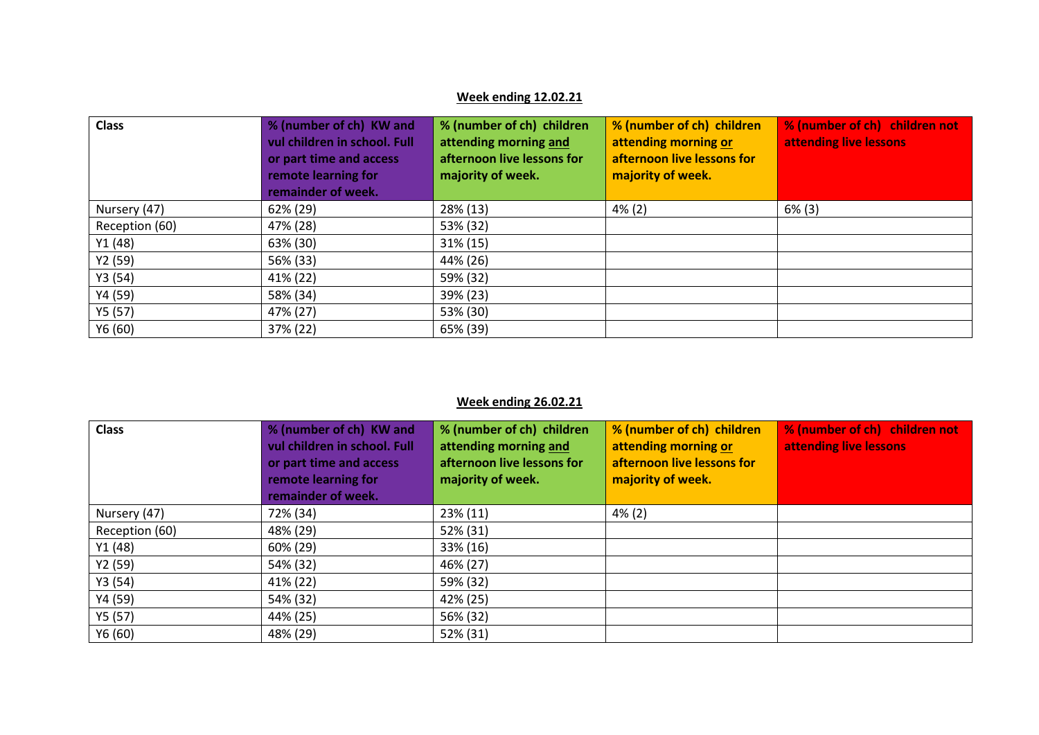**Week ending 12.02.21**

| Class | % (number of ch) KW and vul children in school. Full or part time and access remote learning for remainder of week. | % (number of ch) children attending morning <u>and</u> afternoon live lessons for majority of week. | % (number of ch) children attending morning <u>or</u> afternoon live lessons for majority of week. | % (number of ch) children not attending live lessons |
|---|---|---|---|---|
| Nursery (47) | 62% (29) | 28% (13) | 4% (2) | 6% (3) |
| Reception (60) | 47% (28) | 53% (32) | | |
| Y1 (48) | 63% (30) | 31% (15) | | |
| Y2 (59) | 56% (33) | 44% (26) | | |
| Y3 (54) | 41% (22) | 59% (32) | | |
| Y4 (59) | 58% (34) | 39% (23) | | |
| Y5 (57) | 47% (27) | 53% (30) | | |
| Y6 (60) | 37% (22) | 65% (39) | | |

**Week ending 26.02.21**

| Class | % (number of ch) KW and vul children in school. Full or part time and access remote learning for remainder of week. | % (number of ch) children attending morning <u>and</u> afternoon live lessons for majority of week. | % (number of ch) children attending morning <u>or</u> afternoon live lessons for majority of week. | % (number of ch) children not attending live lessons |
|---|---|---|---|---|
| Nursery (47) | 72% (34) | 23% (11) | 4% (2) | |
| Reception (60) | 48% (29) | 52% (31) | | |
| Y1 (48) | 60% (29) | 33% (16) | | |
| Y2 (59) | 54% (32) | 46% (27) | | |
| Y3 (54) | 41% (22) | 59% (32) | | |
| Y4 (59) | 54% (32) | 42% (25) | | |
| Y5 (57) | 44% (25) | 56% (32) | | |
| Y6 (60) | 48% (29) | 52% (31) | | |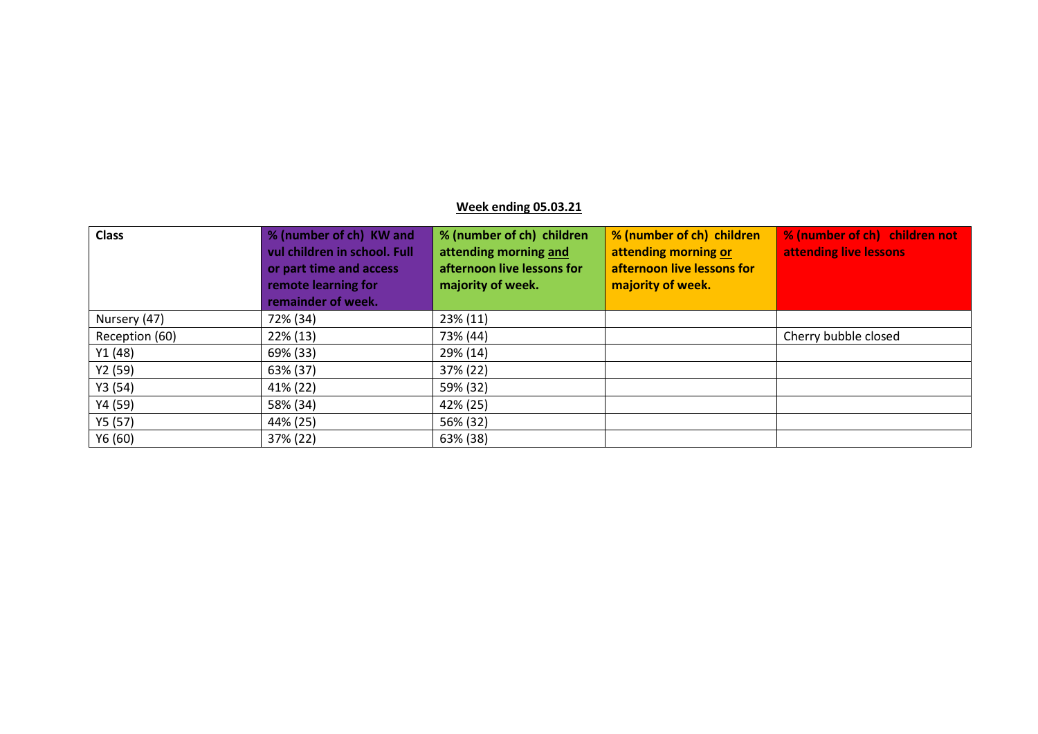**Week ending 05.03.21**

| Class | % (number of ch) KW and vul children in school. Full or part time and access remote learning for remainder of week. | % (number of ch) children attending morning and afternoon live lessons for majority of week. | % (number of ch) children attending morning or afternoon live lessons for majority of week. | % (number of ch) children not attending live lessons |
|---|---|---|---|---|
| Nursery (47) | 72% (34) | 23% (11) | | |
| Reception (60) | 22% (13) | 73% (44) | | Cherry bubble closed |
| Y1 (48) | 69% (33) | 29% (14) | | |
| Y2 (59) | 63% (37) | 37% (22) | | |
| Y3 (54) | 41% (22) | 59% (32) | | |
| Y4 (59) | 58% (34) | 42% (25) | | |
| Y5 (57) | 44% (25) | 56% (32) | | |
| Y6 (60) | 37% (22) | 63% (38) | | |